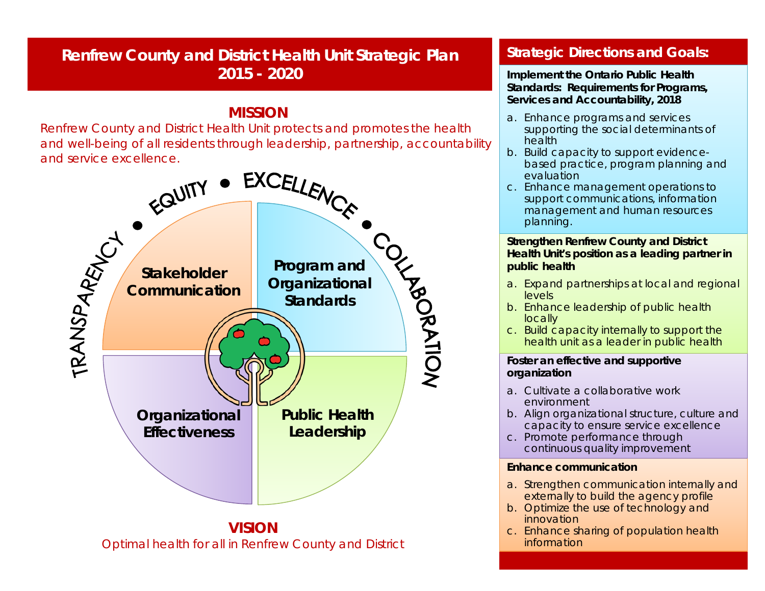# Renfrew County and District Health Unit Strategic Plan 2015 - 2020

## MISSION

Renfrew County and District Health Unit protects and promotes the health and well-being of all residents through leadership, partnership, accountability and service excellence.

TRANSPARENCY • EQUITY • EXCELLENCE • COLLABORATION

Stakeholder Communication

Program and Organizational Standards

Organizational Effectiveness

Public Health Leadership

## VISION

Optimal health for all in Renfrew County and District

## Strategic Directions and Goals:

**Implement the Ontario Public Health Standards: Requirements for Programs, Services and Accountability, 2018**

a. Enhance programs and services supporting the social determinants of health
b. Build capacity to support evidence-based practice, program planning and evaluation
c. Enhance management operations to support communications, information management and human resources planning.

**Strengthen Renfrew County and District Health Unit's position as a leading partner in public health**

a. Expand partnerships at local and regional levels
b. Enhance leadership of public health locally
c. Build capacity internally to support the health unit as a leader in public health

**Foster an effective and supportive organization**

a. Cultivate a collaborative work environment
b. Align organizational structure, culture and capacity to ensure service excellence
c. Promote performance through continuous quality improvement

**Enhance communication**

a. Strengthen communication internally and externally to build the agency profile
b. Optimize the use of technology and innovation
c. Enhance sharing of population health information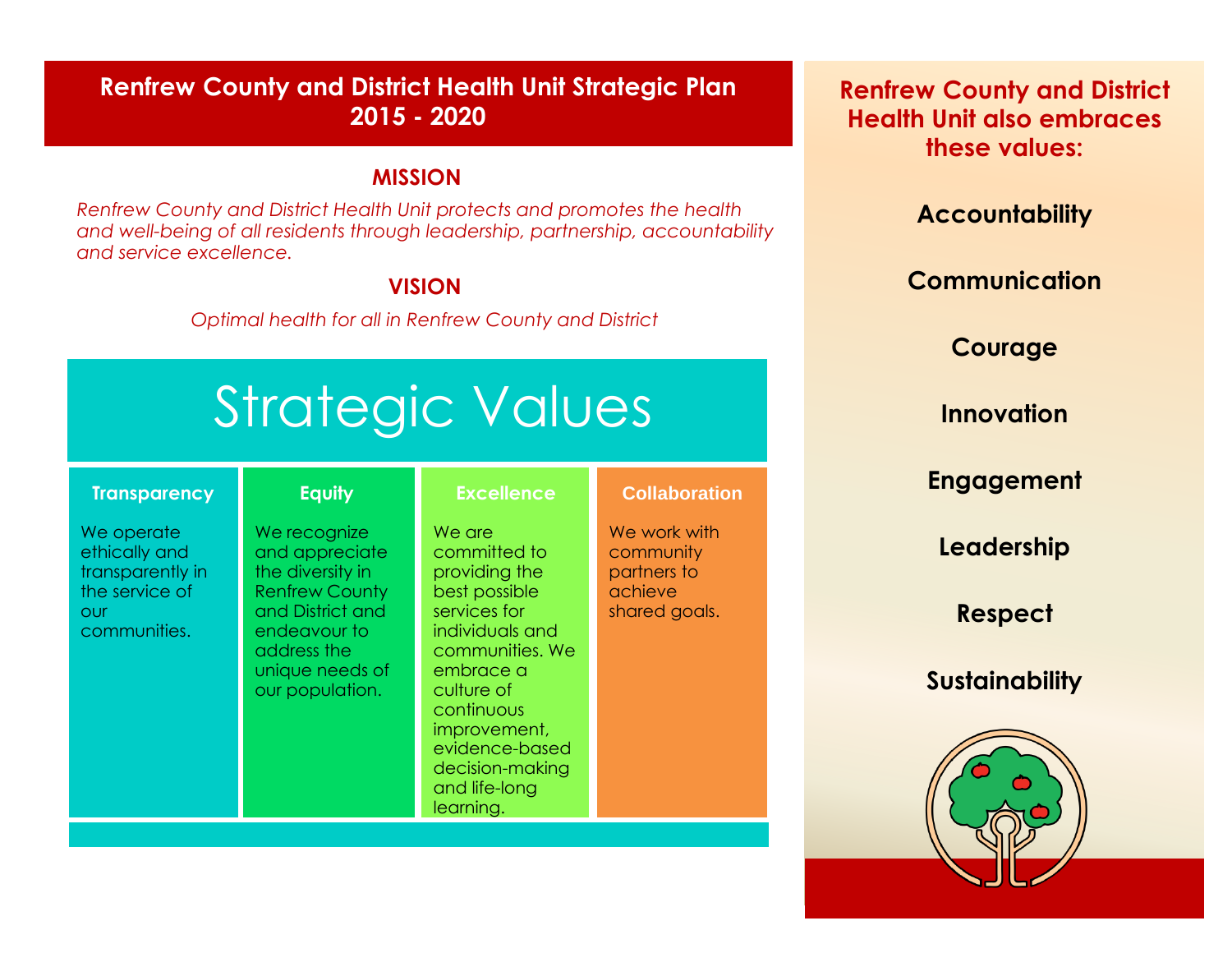# Renfrew County and District Health Unit Strategic Plan 2015 - 2020

## MISSION

*Renfrew County and District Health Unit protects and promotes the health and well-being of all residents through leadership, partnership, accountability and service excellence.*

## VISION

*Optimal health for all in Renfrew County and District*

## Strategic Values

### Transparency

We operate ethically and transparently in the service of our communities.

### Equity

We recognize and appreciate the diversity in Renfrew County and District and endeavour to address the unique needs of our population.

### Excellence

We are committed to providing the best possible services for individuals and communities. We embrace a culture of continuous improvement, evidence-based decision-making and life-long learning.

### Collaboration

We work with community partners to achieve shared goals.

## Renfrew County and District Health Unit also embraces these values:

**Accountability**

**Communication**

**Courage**

**Innovation**

**Engagement**

**Leadership**

**Respect**

**Sustainability**